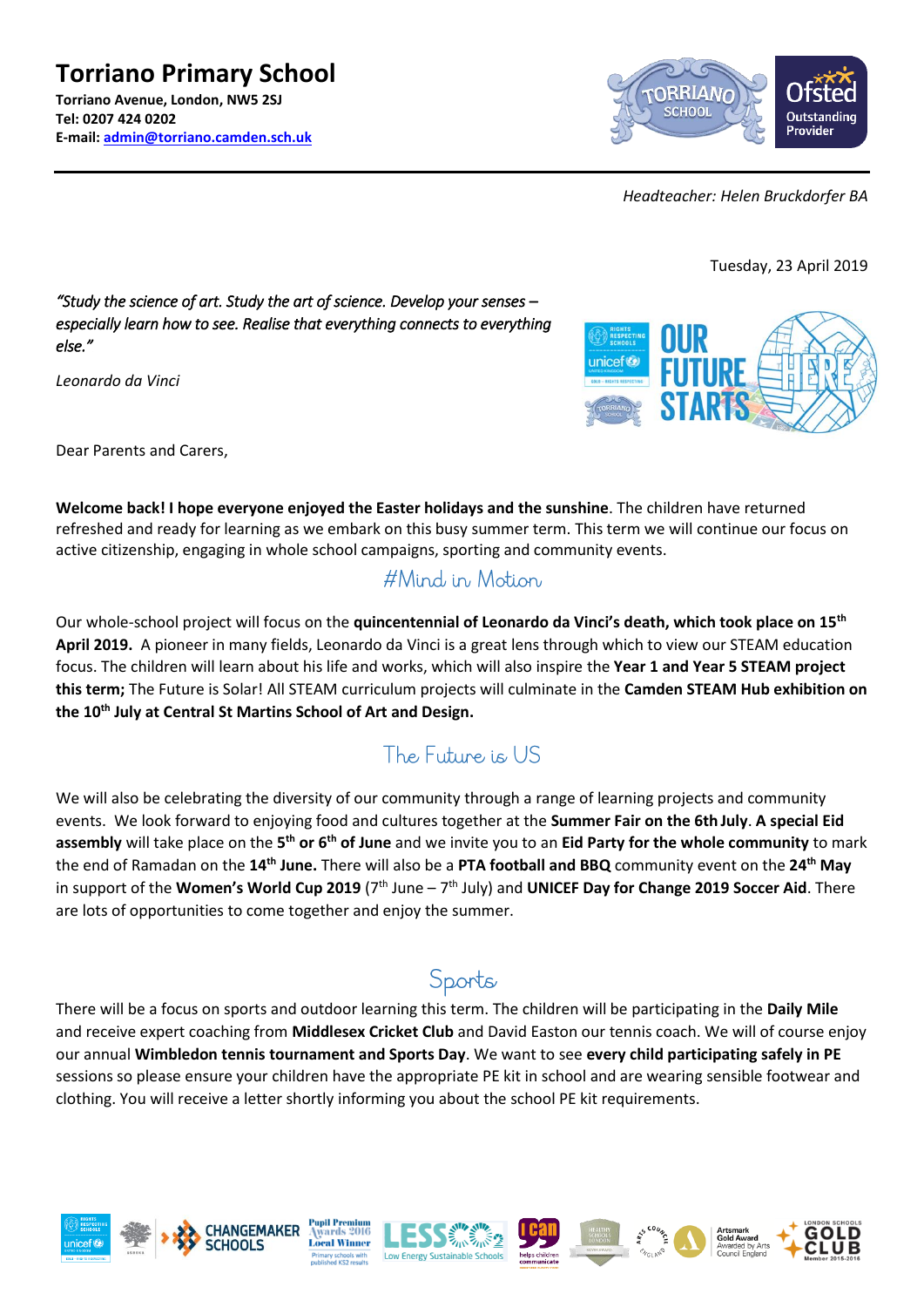# Torriano Primary School

**Torriano Avenue, London, NW5 2SJ**
**Tel: 0207 424 0202**
**E-mail: admin@torriano.camden.sch.uk**

*Headteacher: Helen Bruckdorfer BA*

Tuesday, 23 April 2019

*"Study the science of art. Study the art of science. Develop your senses – especially learn how to see. Realise that everything connects to everything else."*

*Leonardo da Vinci*

Dear Parents and Carers,

**Welcome back! I hope everyone enjoyed the Easter holidays and the sunshine**. The children have returned refreshed and ready for learning as we embark on this busy summer term. This term we will continue our focus on active citizenship, engaging in whole school campaigns, sporting and community events.

## #Mind in Motion

Our whole-school project will focus on the **quincentennial of Leonardo da Vinci's death, which took place on 15th April 2019.** A pioneer in many fields, Leonardo da Vinci is a great lens through which to view our STEAM education focus. The children will learn about his life and works, which will also inspire the **Year 1 and Year 5 STEAM project this term;** The Future is Solar! All STEAM curriculum projects will culminate in the **Camden STEAM Hub exhibition on the 10th July at Central St Martins School of Art and Design.**

## The Future is US

We will also be celebrating the diversity of our community through a range of learning projects and community events. We look forward to enjoying food and cultures together at the **Summer Fair on the 6th July**. **A special Eid assembly** will take place on the **5th or 6th of June** and we invite you to an **Eid Party for the whole community** to mark the end of Ramadan on the **14th June.** There will also be a **PTA football and BBQ** community event on the **24th May** in support of the **Women's World Cup 2019** (7th June – 7th July) and **UNICEF Day for Change 2019 Soccer Aid**. There are lots of opportunities to come together and enjoy the summer.

## Sports

There will be a focus on sports and outdoor learning this term. The children will be participating in the **Daily Mile** and receive expert coaching from **Middlesex Cricket Club** and David Easton our tennis coach. We will of course enjoy our annual **Wimbledon tennis tournament and Sports Day**. We want to see **every child participating safely in PE** sessions so please ensure your children have the appropriate PE kit in school and are wearing sensible footwear and clothing. You will receive a letter shortly informing you about the school PE kit requirements.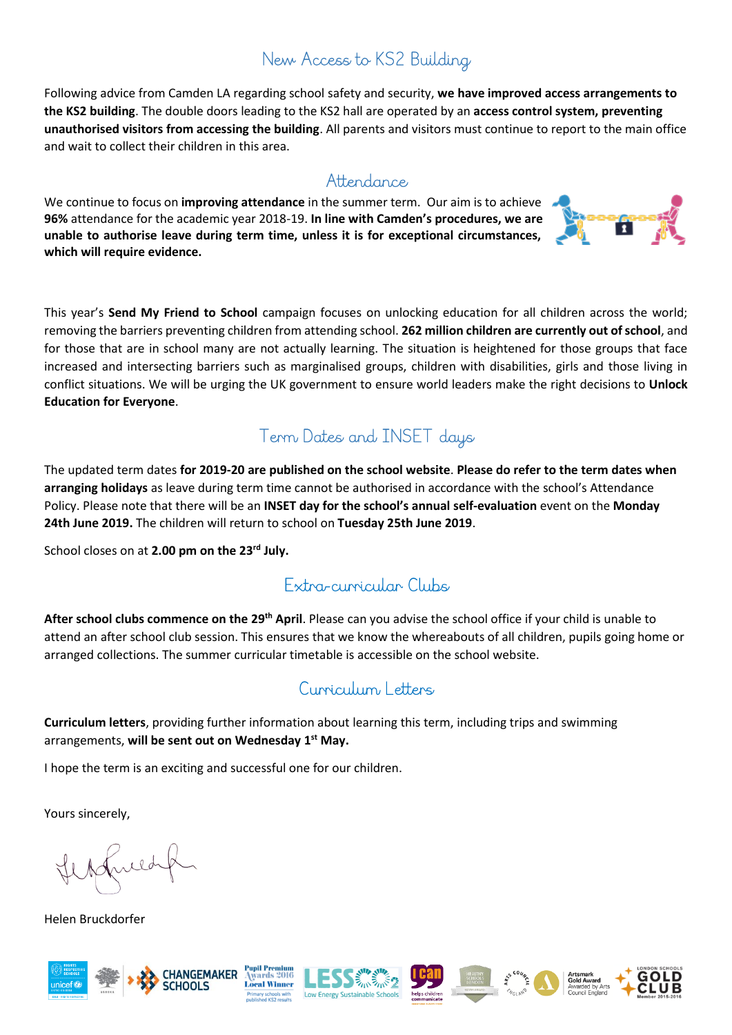## New Access to KS2 Building

Following advice from Camden LA regarding school safety and security, **we have improved access arrangements to the KS2 building**. The double doors leading to the KS2 hall are operated by an **access control system, preventing unauthorised visitors from accessing the building**. All parents and visitors must continue to report to the main office and wait to collect their children in this area.

## Attendance

We continue to focus on **improving attendance** in the summer term. Our aim is to achieve **96%** attendance for the academic year 2018-19. **In line with Camden's procedures, we are unable to authorise leave during term time, unless it is for exceptional circumstances, which will require evidence.**

This year's **Send My Friend to School** campaign focuses on unlocking education for all children across the world; removing the barriers preventing children from attending school. **262 million children are currently out of school**, and for those that are in school many are not actually learning. The situation is heightened for those groups that face increased and intersecting barriers such as marginalised groups, children with disabilities, girls and those living in conflict situations. We will be urging the UK government to ensure world leaders make the right decisions to **Unlock Education for Everyone**.

## Term Dates and INSET days

The updated term dates **for 2019-20 are published on the school website**. **Please do refer to the term dates when arranging holidays** as leave during term time cannot be authorised in accordance with the school's Attendance Policy. Please note that there will be an **INSET day for the school's annual self-evaluation** event on the **Monday 24th June 2019.** The children will return to school on **Tuesday 25th June 2019**.

School closes on at **2.00 pm on the 23rd July.**

## Extra-curricular Clubs

**After school clubs commence on the 29th April**. Please can you advise the school office if your child is unable to attend an after school club session. This ensures that we know the whereabouts of all children, pupils going home or arranged collections. The summer curricular timetable is accessible on the school website.

## Curriculum Letters

**Curriculum letters**, providing further information about learning this term, including trips and swimming arrangements, **will be sent out on Wednesday 1st May.**

I hope the term is an exciting and successful one for our children.

Yours sincerely,

Helen Bruckdorfer